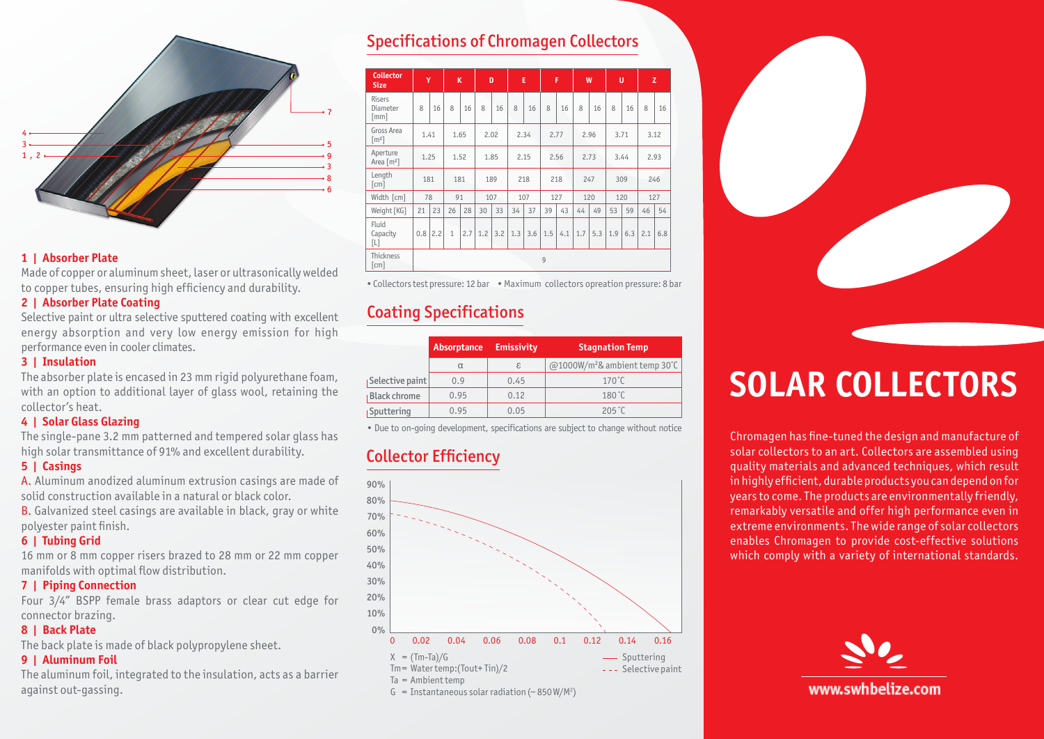## 1 | Absorber Plate

Made of copper or aluminum sheet, laser or ultrasonically welded to copper tubes, ensuring high efficiency and durability.

## 2 | Absorber Plate Coating

Selective paint or ultra selective sputtered coating with excellent energy absorption and very low energy emission for high performance even in cooler climates.

## 3 | Insulation

The absorber plate is encased in 23 mm rigid polyurethane foam, with an option to additional layer of glass wool, retaining the collector's heat.

## 4 | Solar Glass Glazing

The single-pane 3.2 mm patterned and tempered solar glass has high solar transmittance of 91% and excellent durability.

## 5 | Casings

A. Aluminum anodized aluminum extrusion casings are made of solid construction available in a natural or black color.

B. Galvanized steel casings are available in black, gray or white polyester paint finish.

## 6 | Tubing Grid

16 mm or 8 mm copper risers brazed to 28 mm or 22 mm copper manifolds with optimal flow distribution.

## 7 | Piping Connection

Four 3/4" BSPP female brass adaptors or clear cut edge for connector brazing.

## 8 | Back Plate

The back plate is made of black polypropylene sheet.

## 9 | Aluminum Foil

The aluminum foil, integrated to the insulation, acts as a barrier against out-gassing.

## Specifications of Chromagen Collectors

| Collector Size | Y | | K | | D | | E | | F | | W | | U | | Z | |
|---|---|---|---|---|---|---|---|---|---|---|---|---|---|---|---|---|
| Risers Diameter [mm] | 8 | 16 | 8 | 16 | 8 | 16 | 8 | 16 | 8 | 16 | 8 | 16 | 8 | 16 | 8 | 16 |
| Gross Area [m²] | 1.41 | | 1.65 | | 2.02 | | 2.34 | | 2.77 | | 2.96 | | 3.71 | | 3.12 | |
| Aperture Area [m²] | 1.25 | | 1.52 | | 1.85 | | 2.15 | | 2.56 | | 2.73 | | 3.44 | | 2.93 | |
| Length [cm] | 181 | | 181 | | 189 | | 218 | | 218 | | 247 | | 309 | | 246 | |
| Width [cm] | 78 | | 91 | | 107 | | 107 | | 127 | | 120 | | 120 | | 127 | |
| Weight [KG] | 21 | 23 | 26 | 28 | 30 | 33 | 34 | 37 | 39 | 43 | 44 | 49 | 53 | 59 | 46 | 54 |
| Fluid Capacity [L] | 0.8 | 2.2 | 1 | 2.7 | 1.2 | 3.2 | 1.3 | 3.6 | 1.5 | 4.1 | 1.7 | 5.3 | 1.9 | 6.3 | 2.1 | 6.8 |
| Thickness [cm] | 9 | | | | | | | | | | | | | | | |

• Collectors test pressure: 12 bar • Maximum collectors opreation pressure: 8 bar

## Coating Specifications

| | Absorptance | Emissivity | Stagnation Temp |
|---|---|---|---|
| | α | ε | @1000W/m²& ambient temp 30˚C |
| Selective paint | 0.9 | 0.45 | 170˚C |
| Black chrome | 0.95 | 0.12 | 180˚C |
| Sputtering | 0.95 | 0.05 | 205˚C |

• Due to on-going development, specifications are subject to change without notice

## Collector Efficiency

$X = (Tm-Ta)/G$

Tm = Water temp:(Tout+ Tin)/2

Ta = Ambient temp

G = Instantaneous solar radiation (~ 850 W/M²)

— Sputtering
- - - Selective paint

# SOLAR COLLECTORS

Chromagen has fine-tuned the design and manufacture of solar collectors to an art. Collectors are assembled using quality materials and advanced techniques, which result in highly efficient, durable products you can depend on for years to come. The products are environmentally friendly, remarkably versatile and offer high performance even in extreme environments. The wide range of solar collectors enables Chromagen to provide cost-effective solutions which comply with a variety of international standards.

www.swhbelize.com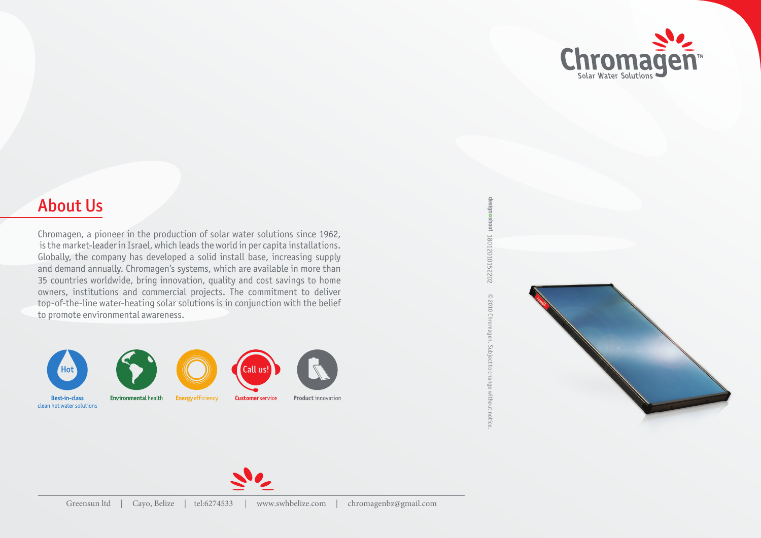Chromagen™
Solar Water Solutions

## About Us

Chromagen, a pioneer in the production of solar water solutions since 1962, is the market-leader in Israel, which leads the world in per capita installations. Globally, the company has developed a solid install base, increasing supply and demand annually. Chromagen's systems, which are available in more than 35 countries worldwide, bring innovation, quality and cost savings to home owners, institutions and commercial projects. The commitment to deliver top-of-the-line water-heating solar solutions is in conjunction with the belief to promote environmental awareness.

Hot
**Best-in-class** clean hot water solutions

**Environmental** health

**Energy** efficiency

Call us!
**Customer** service

**Product** innovation

designoshoot 18012010152202 © 2010 Chromagen. Subject to change without notice.

Greensun ltd | Cayo, Belize | tel:6274533 | www.swhbelize.com | chromagenbz@gmail.com